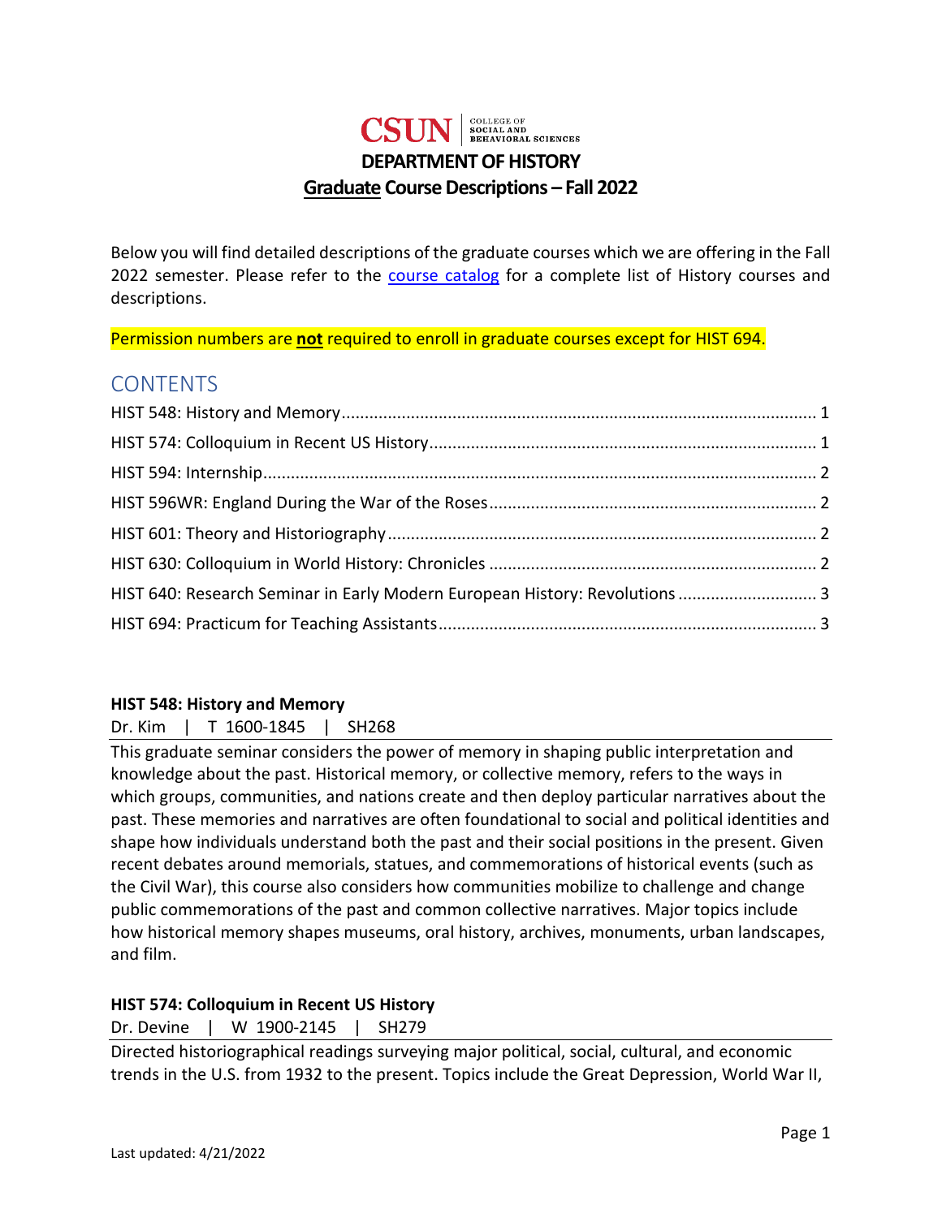CSUN | COLLEGE OF SOCIAL AND BEHAVIORAL SCIENCES

# DEPARTMENT OF HISTORY

## Graduate Course Descriptions – Fall 2022

Below you will find detailed descriptions of the graduate courses which we are offering in the Fall 2022 semester. Please refer to the [course catalog](#) for a complete list of History courses and descriptions.

Permission numbers are **not** required to enroll in graduate courses except for HIST 694.

## CONTENTS

- HIST 548: History and Memory ..... 1
- HIST 574: Colloquium in Recent US History ..... 1
- HIST 594: Internship ..... 2
- HIST 596WR: England During the War of the Roses ..... 2
- HIST 601: Theory and Historiography ..... 2
- HIST 630: Colloquium in World History: Chronicles ..... 2
- HIST 640: Research Seminar in Early Modern European History: Revolutions ..... 3
- HIST 694: Practicum for Teaching Assistants ..... 3

### HIST 548: History and Memory

Dr. Kim | T 1600-1845 | SH268

This graduate seminar considers the power of memory in shaping public interpretation and knowledge about the past. Historical memory, or collective memory, refers to the ways in which groups, communities, and nations create and then deploy particular narratives about the past. These memories and narratives are often foundational to social and political identities and shape how individuals understand both the past and their social positions in the present. Given recent debates around memorials, statues, and commemorations of historical events (such as the Civil War), this course also considers how communities mobilize to challenge and change public commemorations of the past and common collective narratives. Major topics include how historical memory shapes museums, oral history, archives, monuments, urban landscapes, and film.

### HIST 574: Colloquium in Recent US History

Dr. Devine | W 1900-2145 | SH279

Directed historiographical readings surveying major political, social, cultural, and economic trends in the U.S. from 1932 to the present. Topics include the Great Depression, World War II,

Last updated: 4/21/2022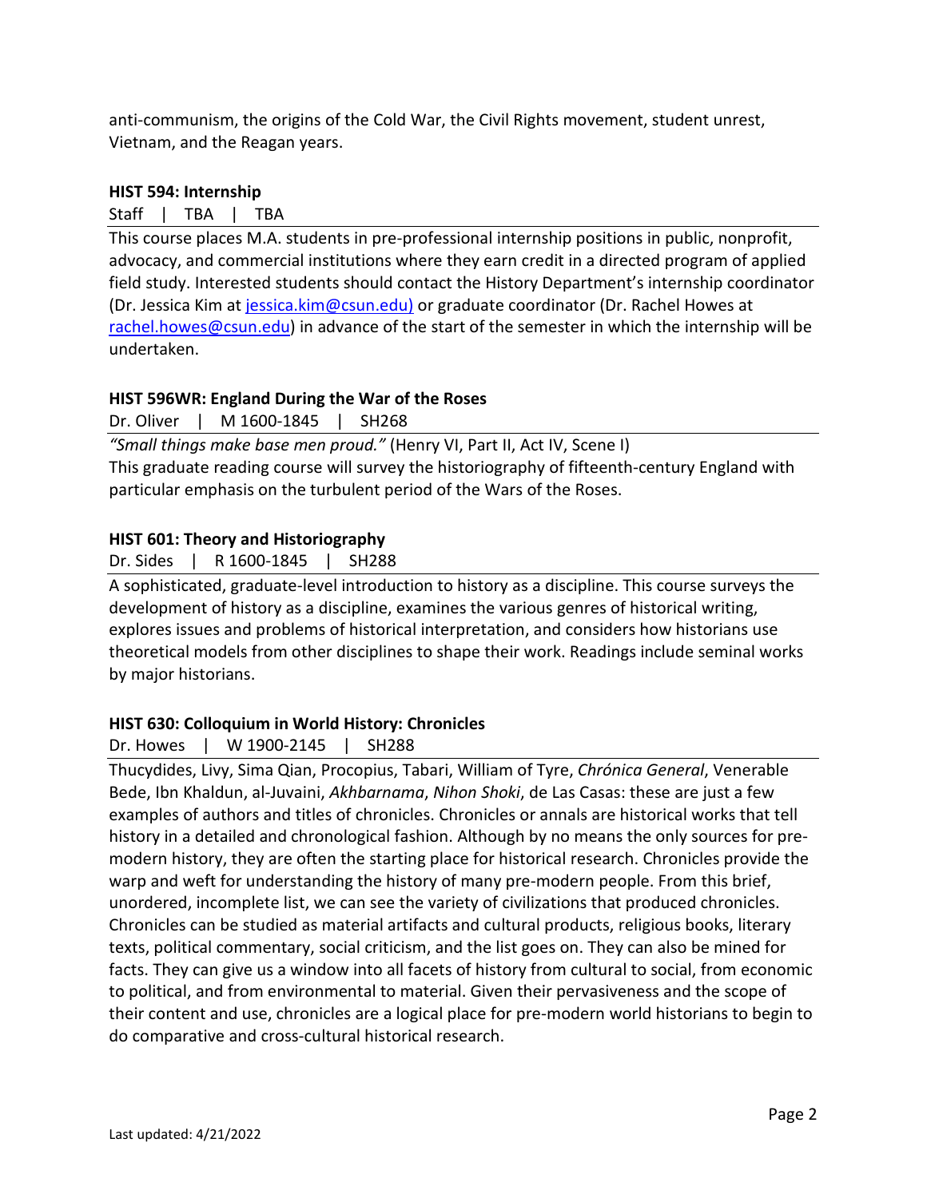anti-communism, the origins of the Cold War, the Civil Rights movement, student unrest, Vietnam, and the Reagan years.

### HIST 594: Internship

Staff | TBA | TBA

This course places M.A. students in pre-professional internship positions in public, nonprofit, advocacy, and commercial institutions where they earn credit in a directed program of applied field study. Interested students should contact the History Department's internship coordinator (Dr. Jessica Kim at jessica.kim@csun.edu) or graduate coordinator (Dr. Rachel Howes at rachel.howes@csun.edu) in advance of the start of the semester in which the internship will be undertaken.

### HIST 596WR: England During the War of the Roses

Dr. Oliver | M 1600-1845 | SH268

*"Small things make base men proud."* (Henry VI, Part II, Act IV, Scene I)
This graduate reading course will survey the historiography of fifteenth-century England with particular emphasis on the turbulent period of the Wars of the Roses.

### HIST 601: Theory and Historiography

Dr. Sides | R 1600-1845 | SH288

A sophisticated, graduate-level introduction to history as a discipline. This course surveys the development of history as a discipline, examines the various genres of historical writing, explores issues and problems of historical interpretation, and considers how historians use theoretical models from other disciplines to shape their work. Readings include seminal works by major historians.

### HIST 630: Colloquium in World History: Chronicles

Dr. Howes | W 1900-2145 | SH288

Thucydides, Livy, Sima Qian, Procopius, Tabari, William of Tyre, *Crónica General*, Venerable Bede, Ibn Khaldun, al-Juvaini, *Akhbarnama*, *Nihon Shoki*, de Las Casas: these are just a few examples of authors and titles of chronicles. Chronicles or annals are historical works that tell history in a detailed and chronological fashion. Although by no means the only sources for pre-modern history, they are often the starting place for historical research. Chronicles provide the warp and weft for understanding the history of many pre-modern people. From this brief, unordered, incomplete list, we can see the variety of civilizations that produced chronicles. Chronicles can be studied as material artifacts and cultural products, religious books, literary texts, political commentary, social criticism, and the list goes on. They can also be mined for facts. They can give us a window into all facets of history from cultural to social, from economic to political, and from environmental to material. Given their pervasiveness and the scope of their content and use, chronicles are a logical place for pre-modern world historians to begin to do comparative and cross-cultural historical research.

Last updated: 4/21/2022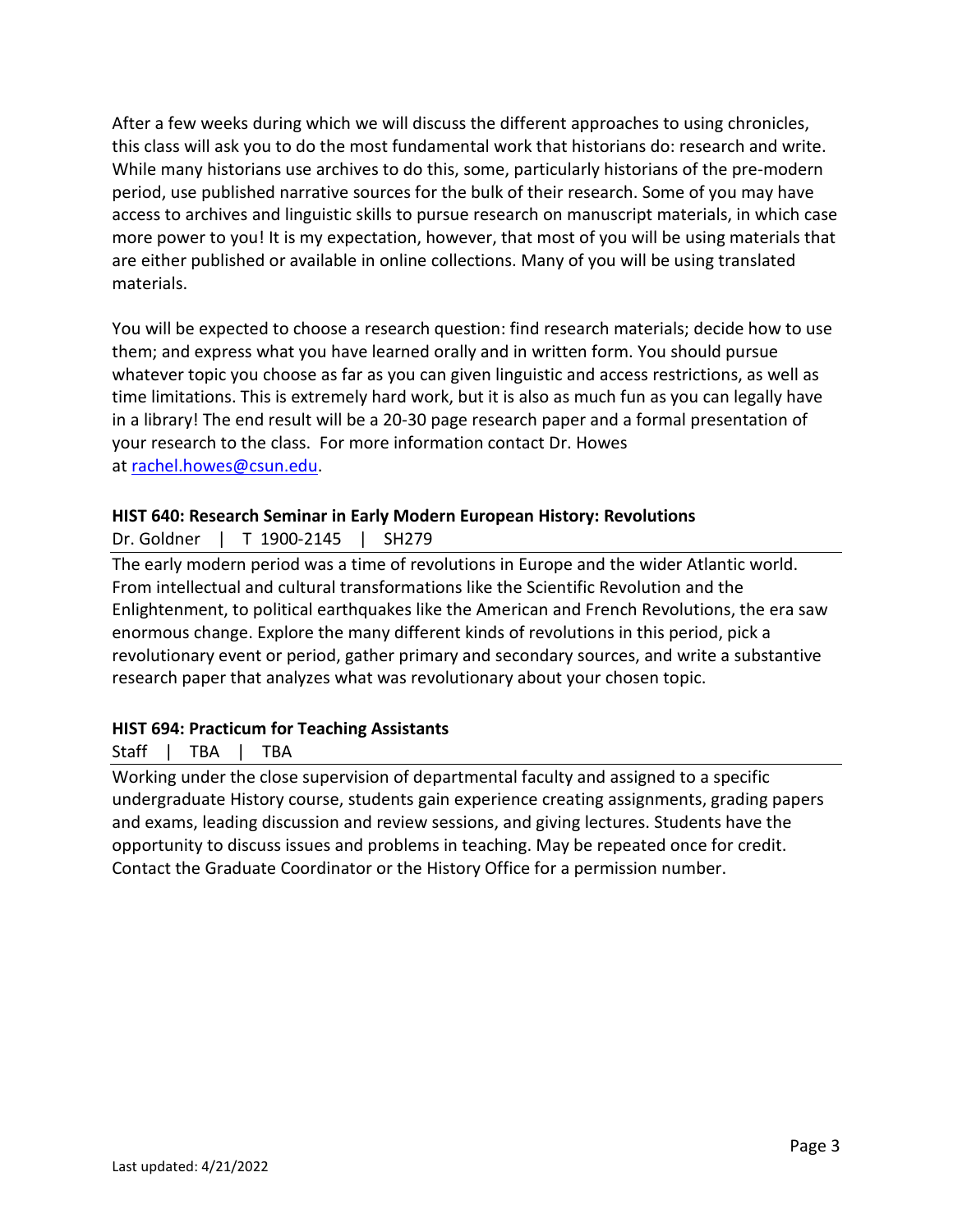After a few weeks during which we will discuss the different approaches to using chronicles, this class will ask you to do the most fundamental work that historians do: research and write. While many historians use archives to do this, some, particularly historians of the pre-modern period, use published narrative sources for the bulk of their research. Some of you may have access to archives and linguistic skills to pursue research on manuscript materials, in which case more power to you! It is my expectation, however, that most of you will be using materials that are either published or available in online collections. Many of you will be using translated materials.

You will be expected to choose a research question: find research materials; decide how to use them; and express what you have learned orally and in written form. You should pursue whatever topic you choose as far as you can given linguistic and access restrictions, as well as time limitations. This is extremely hard work, but it is also as much fun as you can legally have in a library! The end result will be a 20-30 page research paper and a formal presentation of your research to the class. For more information contact Dr. Howes at rachel.howes@csun.edu.

### HIST 640: Research Seminar in Early Modern European History: Revolutions

Dr. Goldner | T 1900-2145 | SH279

The early modern period was a time of revolutions in Europe and the wider Atlantic world. From intellectual and cultural transformations like the Scientific Revolution and the Enlightenment, to political earthquakes like the American and French Revolutions, the era saw enormous change. Explore the many different kinds of revolutions in this period, pick a revolutionary event or period, gather primary and secondary sources, and write a substantive research paper that analyzes what was revolutionary about your chosen topic.

### HIST 694: Practicum for Teaching Assistants

Staff | TBA | TBA

Working under the close supervision of departmental faculty and assigned to a specific undergraduate History course, students gain experience creating assignments, grading papers and exams, leading discussion and review sessions, and giving lectures. Students have the opportunity to discuss issues and problems in teaching. May be repeated once for credit. Contact the Graduate Coordinator or the History Office for a permission number.

Last updated: 4/21/2022